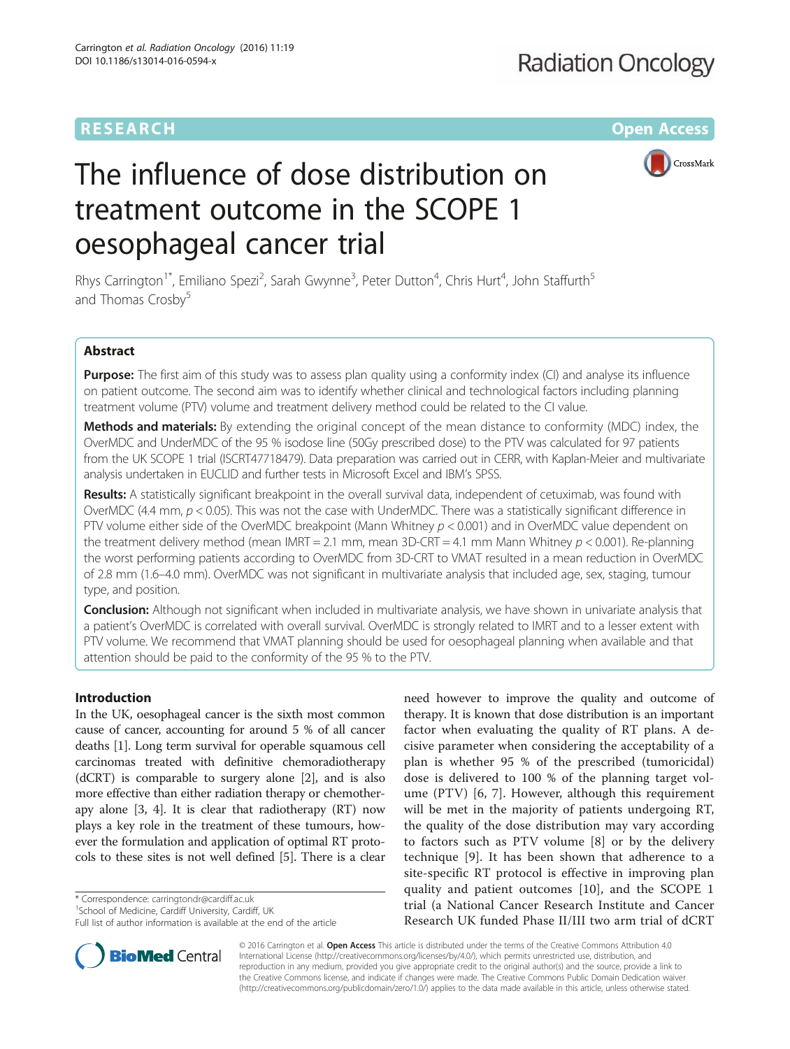RESEARCH Open Access

# The influence of dose distribution on treatment outcome in the SCOPE 1 oesophageal cancer trial

Rhys Carrington[1*], Emiliano Spezi[2], Sarah Gwynne[3], Peter Dutton[4], Chris Hurt[4], John Staffurth[5] and Thomas Crosby[5]

## Abstract

**Purpose:** The first aim of this study was to assess plan quality using a conformity index (CI) and analyse its influence on patient outcome. The second aim was to identify whether clinical and technological factors including planning treatment volume (PTV) volume and treatment delivery method could be related to the CI value.

**Methods and materials:** By extending the original concept of the mean distance to conformity (MDC) index, the OverMDC and UnderMDC of the 95 % isodose line (50Gy prescribed dose) to the PTV was calculated for 97 patients from the UK SCOPE 1 trial (ISCRT47718479). Data preparation was carried out in CERR, with Kaplan-Meier and multivariate analysis undertaken in EUCLID and further tests in Microsoft Excel and IBM's SPSS.

**Results:** A statistically significant breakpoint in the overall survival data, independent of cetuximab, was found with OverMDC (4.4 mm, $p < 0.05$). This was not the case with UnderMDC. There was a statistically significant difference in PTV volume either side of the OverMDC breakpoint (Mann Whitney $p < 0.001$) and in OverMDC value dependent on the treatment delivery method (mean IMRT = 2.1 mm, mean 3D-CRT = 4.1 mm Mann Whitney $p < 0.001$). Re-planning the worst performing patients according to OverMDC from 3D-CRT to VMAT resulted in a mean reduction in OverMDC of 2.8 mm (1.6–4.0 mm). OverMDC was not significant in multivariate analysis that included age, sex, staging, tumour type, and position.

**Conclusion:** Although not significant when included in multivariate analysis, we have shown in univariate analysis that a patient's OverMDC is correlated with overall survival. OverMDC is strongly related to IMRT and to a lesser extent with PTV volume. We recommend that VMAT planning should be used for oesophageal planning when available and that attention should be paid to the conformity of the 95 % to the PTV.

## Introduction

In the UK, oesophageal cancer is the sixth most common cause of cancer, accounting for around 5 % of all cancer deaths [1]. Long term survival for operable squamous cell carcinomas treated with definitive chemoradiotherapy (dCRT) is comparable to surgery alone [2], and is also more effective than either radiation therapy or chemotherapy alone [3, 4]. It is clear that radiotherapy (RT) now plays a key role in the treatment of these tumours, however the formulation and application of optimal RT protocols to these sites is not well defined [5]. There is a clear need however to improve the quality and outcome of therapy. It is known that dose distribution is an important factor when evaluating the quality of RT plans. A decisive parameter when considering the acceptability of a plan is whether 95 % of the prescribed (tumoricidal) dose is delivered to 100 % of the planning target volume (PTV) [6, 7]. However, although this requirement will be met in the majority of patients undergoing RT, the quality of the dose distribution may vary according to factors such as PTV volume [8] or by the delivery technique [9]. It has been shown that adherence to a site-specific RT protocol is effective in improving plan quality and patient outcomes [10], and the SCOPE 1 trial (a National Cancer Research Institute and Cancer Research UK funded Phase II/III two arm trial of dCRT

\* Correspondence: carringtondr@cardiff.ac.uk
[1]School of Medicine, Cardiff University, Cardiff, UK
Full list of author information is available at the end of the article

© 2016 Carrington et al. **Open Access** This article is distributed under the terms of the Creative Commons Attribution 4.0 International License (http://creativecommons.org/licenses/by/4.0/), which permits unrestricted use, distribution, and reproduction in any medium, provided you give appropriate credit to the original author(s) and the source, provide a link to the Creative Commons license, and indicate if changes were made. The Creative Commons Public Domain Dedication waiver (http://creativecommons.org/publicdomain/zero/1.0/) applies to the data made available in this article, unless otherwise stated.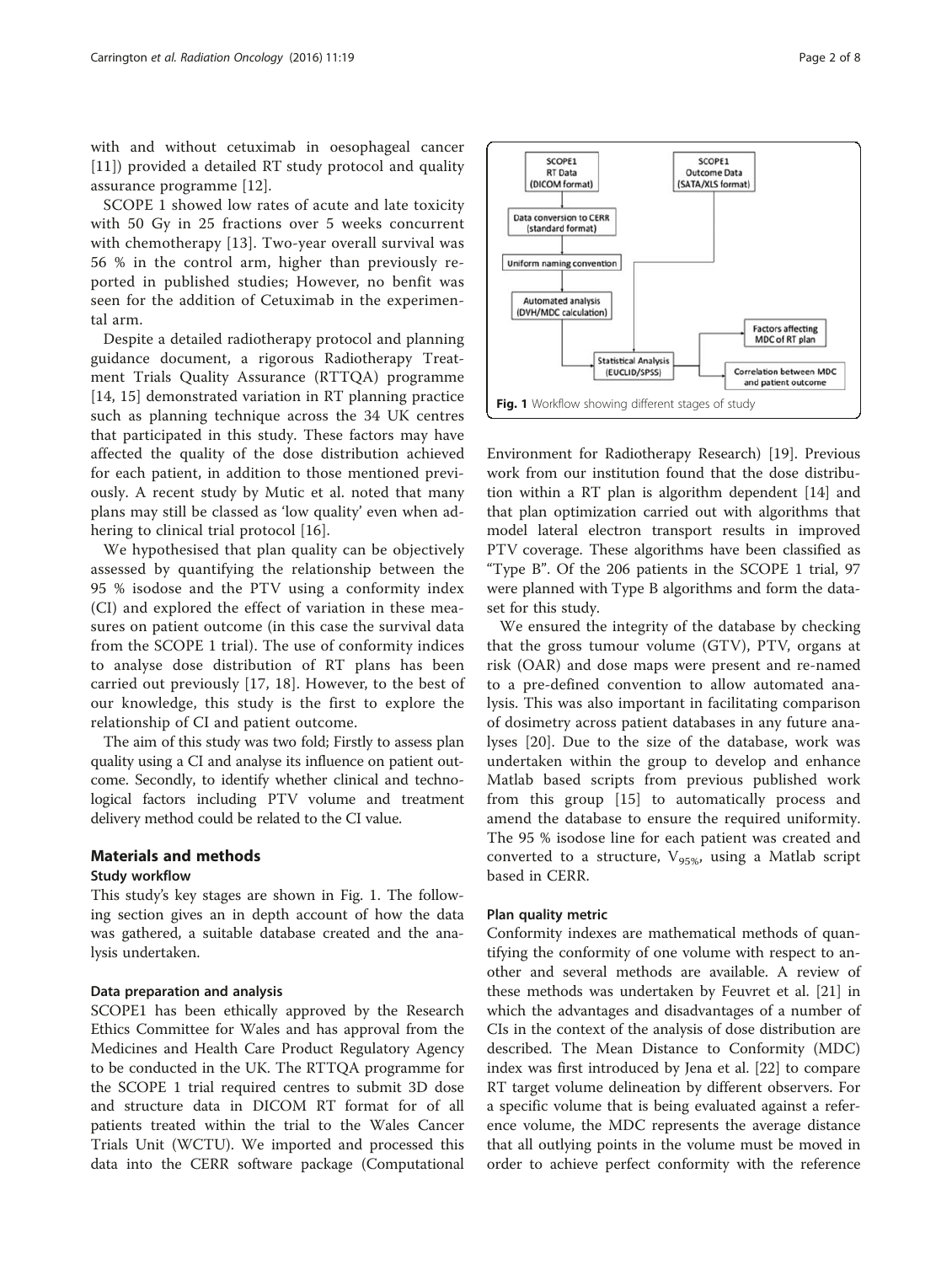with and without cetuximab in oesophageal cancer [11]) provided a detailed RT study protocol and quality assurance programme [12].

SCOPE 1 showed low rates of acute and late toxicity with 50 Gy in 25 fractions over 5 weeks concurrent with chemotherapy [13]. Two-year overall survival was 56 % in the control arm, higher than previously reported in published studies; However, no benfit was seen for the addition of Cetuximab in the experimental arm.

Despite a detailed radiotherapy protocol and planning guidance document, a rigorous Radiotherapy Treatment Trials Quality Assurance (RTTQA) programme [14, 15] demonstrated variation in RT planning practice such as planning technique across the 34 UK centres that participated in this study. These factors may have affected the quality of the dose distribution achieved for each patient, in addition to those mentioned previously. A recent study by Mutic et al. noted that many plans may still be classed as 'low quality' even when adhering to clinical trial protocol [16].

We hypothesised that plan quality can be objectively assessed by quantifying the relationship between the 95 % isodose and the PTV using a conformity index (CI) and explored the effect of variation in these measures on patient outcome (in this case the survival data from the SCOPE 1 trial). The use of conformity indices to analyse dose distribution of RT plans has been carried out previously [17, 18]. However, to the best of our knowledge, this study is the first to explore the relationship of CI and patient outcome.

The aim of this study was two fold; Firstly to assess plan quality using a CI and analyse its influence on patient outcome. Secondly, to identify whether clinical and technological factors including PTV volume and treatment delivery method could be related to the CI value.

## Materials and methods

### Study workflow

This study's key stages are shown in Fig. 1. The following section gives an in depth account of how the data was gathered, a suitable database created and the analysis undertaken.

### Data preparation and analysis

SCOPE1 has been ethically approved by the Research Ethics Committee for Wales and has approval from the Medicines and Health Care Product Regulatory Agency to be conducted in the UK. The RTTQA programme for the SCOPE 1 trial required centres to submit 3D dose and structure data in DICOM RT format for of all patients treated within the trial to the Wales Cancer Trials Unit (WCTU). We imported and processed this data into the CERR software package (Computational Environment for Radiotherapy Research) [19]. Previous work from our institution found that the dose distribution within a RT plan is algorithm dependent [14] and that plan optimization carried out with algorithms that model lateral electron transport results in improved PTV coverage. These algorithms have been classified as "Type B". Of the 206 patients in the SCOPE 1 trial, 97 were planned with Type B algorithms and form the dataset for this study.

SCOPE1 RT Data (DICOM format) → Data conversion to CERR (standard format) → Uniform naming convention → Automated analysis (DVH/MDC calculation) → Statistical Analysis (EUCLID/SPSS) ← SCOPE1 Outcome Data (SATA/XLS format)

Statistical Analysis (EUCLID/SPSS) → Factors affecting MDC of RT plan; Correlation between MDC and patient outcome

Fig. 1 Workflow showing different stages of study

We ensured the integrity of the database by checking that the gross tumour volume (GTV), PTV, organs at risk (OAR) and dose maps were present and re-named to a pre-defined convention to allow automated analysis. This was also important in facilitating comparison of dosimetry across patient databases in any future analyses [20]. Due to the size of the database, work was undertaken within the group to develop and enhance Matlab based scripts from previous published work from this group [15] to automatically process and amend the database to ensure the required uniformity. The 95 % isodose line for each patient was created and converted to a structure, $V_{95\%}$, using a Matlab script based in CERR.

### Plan quality metric

Conformity indexes are mathematical methods of quantifying the conformity of one volume with respect to another and several methods are available. A review of these methods was undertaken by Feuvret et al. [21] in which the advantages and disadvantages of a number of CIs in the context of the analysis of dose distribution are described. The Mean Distance to Conformity (MDC) index was first introduced by Jena et al. [22] to compare RT target volume delineation by different observers. For a specific volume that is being evaluated against a reference volume, the MDC represents the average distance that all outlying points in the volume must be moved in order to achieve perfect conformity with the reference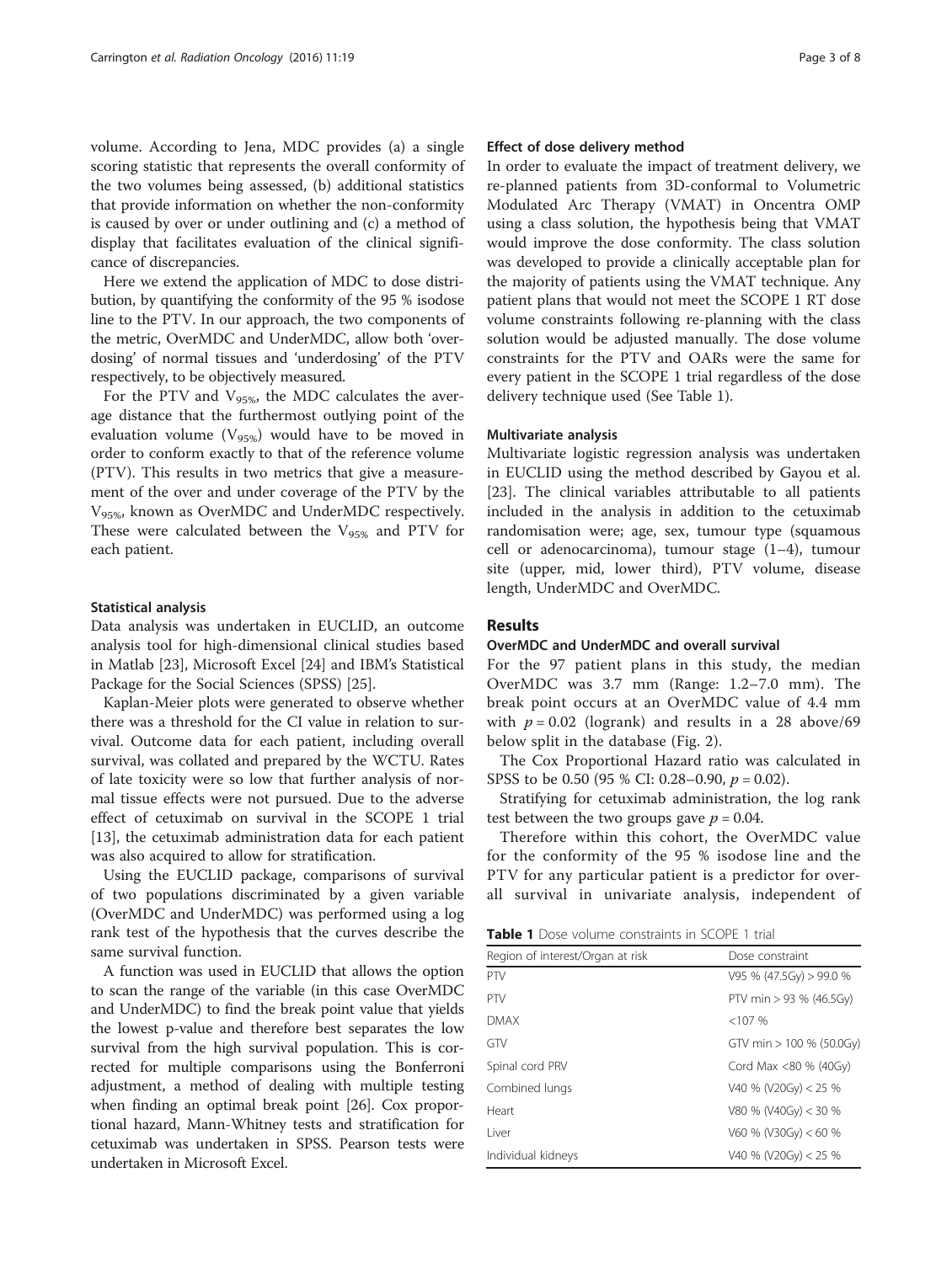volume. According to Jena, MDC provides (a) a single scoring statistic that represents the overall conformity of the two volumes being assessed, (b) additional statistics that provide information on whether the non-conformity is caused by over or under outlining and (c) a method of display that facilitates evaluation of the clinical significance of discrepancies.

Here we extend the application of MDC to dose distribution, by quantifying the conformity of the 95 % isodose line to the PTV. In our approach, the two components of the metric, OverMDC and UnderMDC, allow both 'overdosing' of normal tissues and 'underdosing' of the PTV respectively, to be objectively measured.

For the PTV and $V_{95\%}$, the MDC calculates the average distance that the furthermost outlying point of the evaluation volume ($V_{95\%}$) would have to be moved in order to conform exactly to that of the reference volume (PTV). This results in two metrics that give a measurement of the over and under coverage of the PTV by the $V_{95\%}$, known as OverMDC and UnderMDC respectively. These were calculated between the $V_{95\%}$ and PTV for each patient.

### Statistical analysis

Data analysis was undertaken in EUCLID, an outcome analysis tool for high-dimensional clinical studies based in Matlab [23], Microsoft Excel [24] and IBM's Statistical Package for the Social Sciences (SPSS) [25].

Kaplan-Meier plots were generated to observe whether there was a threshold for the CI value in relation to survival. Outcome data for each patient, including overall survival, was collated and prepared by the WCTU. Rates of late toxicity were so low that further analysis of normal tissue effects were not pursued. Due to the adverse effect of cetuximab on survival in the SCOPE 1 trial [13], the cetuximab administration data for each patient was also acquired to allow for stratification.

Using the EUCLID package, comparisons of survival of two populations discriminated by a given variable (OverMDC and UnderMDC) was performed using a log rank test of the hypothesis that the curves describe the same survival function.

A function was used in EUCLID that allows the option to scan the range of the variable (in this case OverMDC and UnderMDC) to find the break point value that yields the lowest p-value and therefore best separates the low survival from the high survival population. This is corrected for multiple comparisons using the Bonferroni adjustment, a method of dealing with multiple testing when finding an optimal break point [26]. Cox proportional hazard, Mann-Whitney tests and stratification for cetuximab was undertaken in SPSS. Pearson tests were undertaken in Microsoft Excel.

### Effect of dose delivery method

In order to evaluate the impact of treatment delivery, we re-planned patients from 3D-conformal to Volumetric Modulated Arc Therapy (VMAT) in Oncentra OMP using a class solution, the hypothesis being that VMAT would improve the dose conformity. The class solution was developed to provide a clinically acceptable plan for the majority of patients using the VMAT technique. Any patient plans that would not meet the SCOPE 1 RT dose volume constraints following re-planning with the class solution would be adjusted manually. The dose volume constraints for the PTV and OARs were the same for every patient in the SCOPE 1 trial regardless of the dose delivery technique used (See Table 1).

### Multivariate analysis

Multivariate logistic regression analysis was undertaken in EUCLID using the method described by Gayou et al. [23]. The clinical variables attributable to all patients included in the analysis in addition to the cetuximab randomisation were; age, sex, tumour type (squamous cell or adenocarcinoma), tumour stage (1–4), tumour site (upper, mid, lower third), PTV volume, disease length, UnderMDC and OverMDC.

## Results

### OverMDC and UnderMDC and overall survival

For the 97 patient plans in this study, the median OverMDC was 3.7 mm (Range: 1.2–7.0 mm). The break point occurs at an OverMDC value of 4.4 mm with $p = 0.02$ (logrank) and results in a 28 above/69 below split in the database (Fig. 2).

The Cox Proportional Hazard ratio was calculated in SPSS to be 0.50 (95 % CI: 0.28–0.90, $p = 0.02$).

Stratifying for cetuximab administration, the log rank test between the two groups gave $p = 0.04$.

Therefore within this cohort, the OverMDC value for the conformity of the 95 % isodose line and the PTV for any particular patient is a predictor for overall survival in univariate analysis, independent of

**Table 1** Dose volume constraints in SCOPE 1 trial

| Region of interest/Organ at risk | Dose constraint |
|---|---|
| PTV | V95 % (47.5Gy) > 99.0 % |
| PTV | PTV min > 93 % (46.5Gy) |
| DMAX | <107 % |
| GTV | GTV min > 100 % (50.0Gy) |
| Spinal cord PRV | Cord Max <80 % (40Gy) |
| Combined lungs | V40 % (V20Gy) < 25 % |
| Heart | V80 % (V40Gy) < 30 % |
| Liver | V60 % (V30Gy) < 60 % |
| Individual kidneys | V40 % (V20Gy) < 25 % |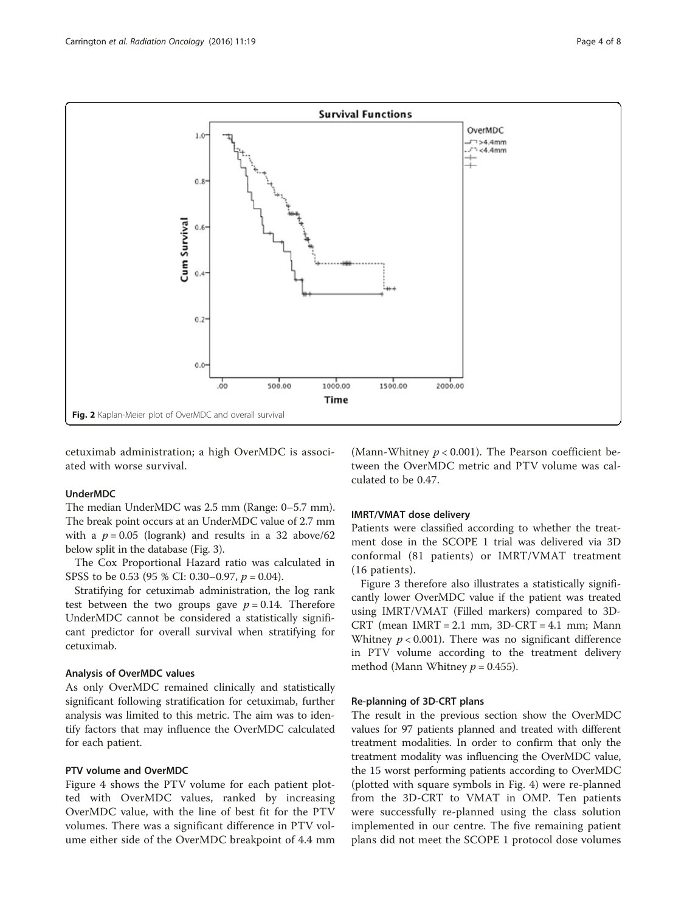Fig. 2 Kaplan-Meier plot of OverMDC and overall survival

cetuximab administration; a high OverMDC is associated with worse survival.

### UnderMDC

The median UnderMDC was 2.5 mm (Range: 0–5.7 mm). The break point occurs at an UnderMDC value of 2.7 mm with a $p = 0.05$ (logrank) and results in a 32 above/62 below split in the database (Fig. 3).

The Cox Proportional Hazard ratio was calculated in SPSS to be 0.53 (95 % CI: 0.30–0.97, $p = 0.04$).

Stratifying for cetuximab administration, the log rank test between the two groups gave $p = 0.14$. Therefore UnderMDC cannot be considered a statistically significant predictor for overall survival when stratifying for cetuximab.

### Analysis of OverMDC values

As only OverMDC remained clinically and statistically significant following stratification for cetuximab, further analysis was limited to this metric. The aim was to identify factors that may influence the OverMDC calculated for each patient.

### PTV volume and OverMDC

Figure 4 shows the PTV volume for each patient plotted with OverMDC values, ranked by increasing OverMDC value, with the line of best fit for the PTV volumes. There was a significant difference in PTV volume either side of the OverMDC breakpoint of 4.4 mm (Mann-Whitney $p < 0.001$). The Pearson coefficient between the OverMDC metric and PTV volume was calculated to be 0.47.

### IMRT/VMAT dose delivery

Patients were classified according to whether the treatment dose in the SCOPE 1 trial was delivered via 3D conformal (81 patients) or IMRT/VMAT treatment (16 patients).

Figure 3 therefore also illustrates a statistically significantly lower OverMDC value if the patient was treated using IMRT/VMAT (Filled markers) compared to 3D-CRT (mean IMRT = 2.1 mm, 3D-CRT = 4.1 mm; Mann Whitney $p < 0.001$). There was no significant difference in PTV volume according to the treatment delivery method (Mann Whitney $p = 0.455$).

### Re-planning of 3D-CRT plans

The result in the previous section show the OverMDC values for 97 patients planned and treated with different treatment modalities. In order to confirm that only the treatment modality was influencing the OverMDC value, the 15 worst performing patients according to OverMDC (plotted with square symbols in Fig. 4) were re-planned from the 3D-CRT to VMAT in OMP. Ten patients were successfully re-planned using the class solution implemented in our centre. The five remaining patient plans did not meet the SCOPE 1 protocol dose volumes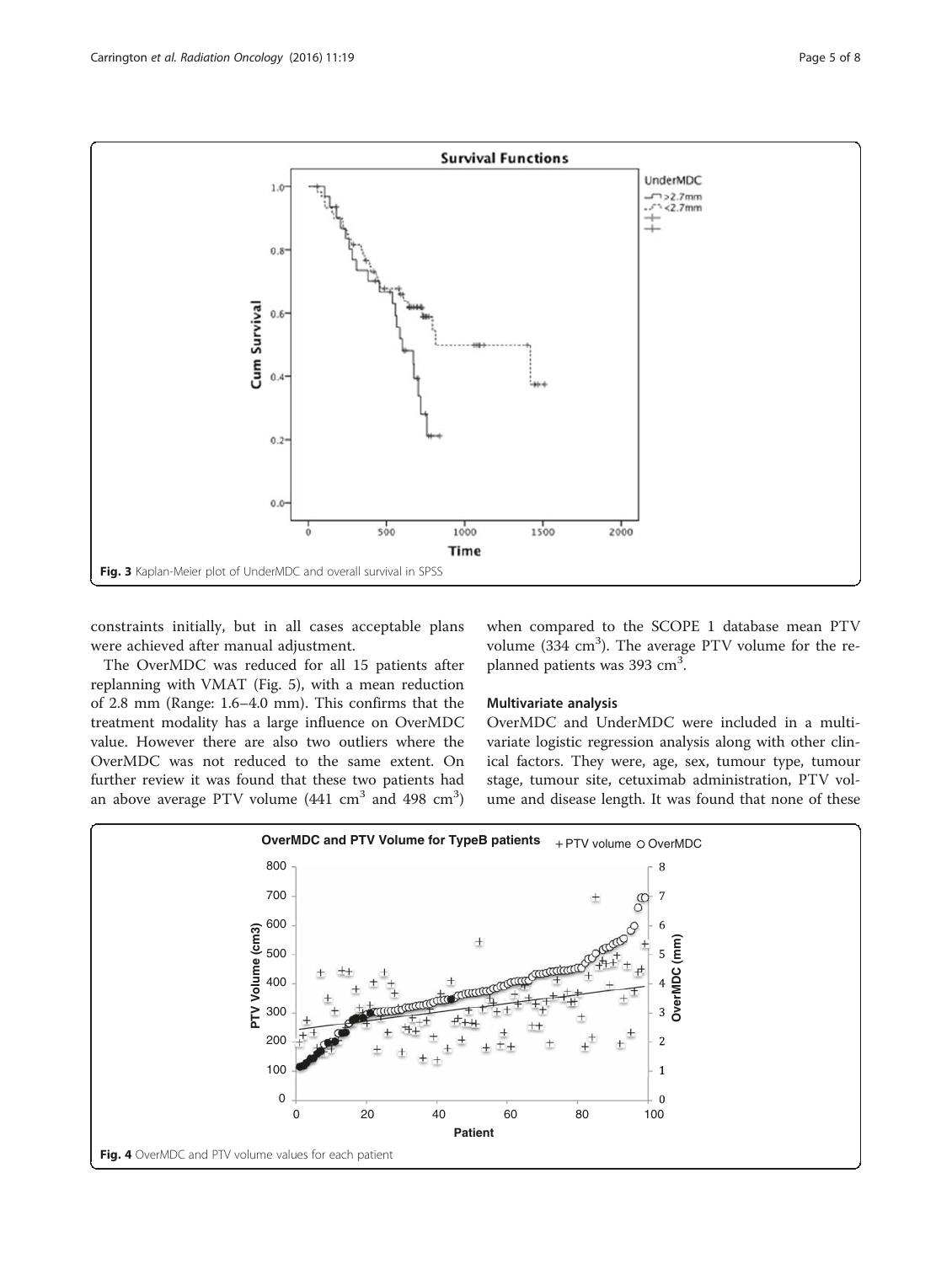Fig. 3 Kaplan-Meier plot of UnderMDC and overall survival in SPSS

constraints initially, but in all cases acceptable plans were achieved after manual adjustment.

The OverMDC was reduced for all 15 patients after replanning with VMAT (Fig. 5), with a mean reduction of 2.8 mm (Range: 1.6–4.0 mm). This confirms that the treatment modality has a large influence on OverMDC value. However there are also two outliers where the OverMDC was not reduced to the same extent. On further review it was found that these two patients had an above average PTV volume (441 cm$^3$ and 498 cm$^3$) when compared to the SCOPE 1 database mean PTV volume (334 cm$^3$). The average PTV volume for the replanned patients was 393 cm$^3$.

### Multivariate analysis

OverMDC and UnderMDC were included in a multivariate logistic regression analysis along with other clinical factors. They were, age, sex, tumour type, tumour stage, tumour site, cetuximab administration, PTV volume and disease length. It was found that none of these

Fig. 4 OverMDC and PTV volume values for each patient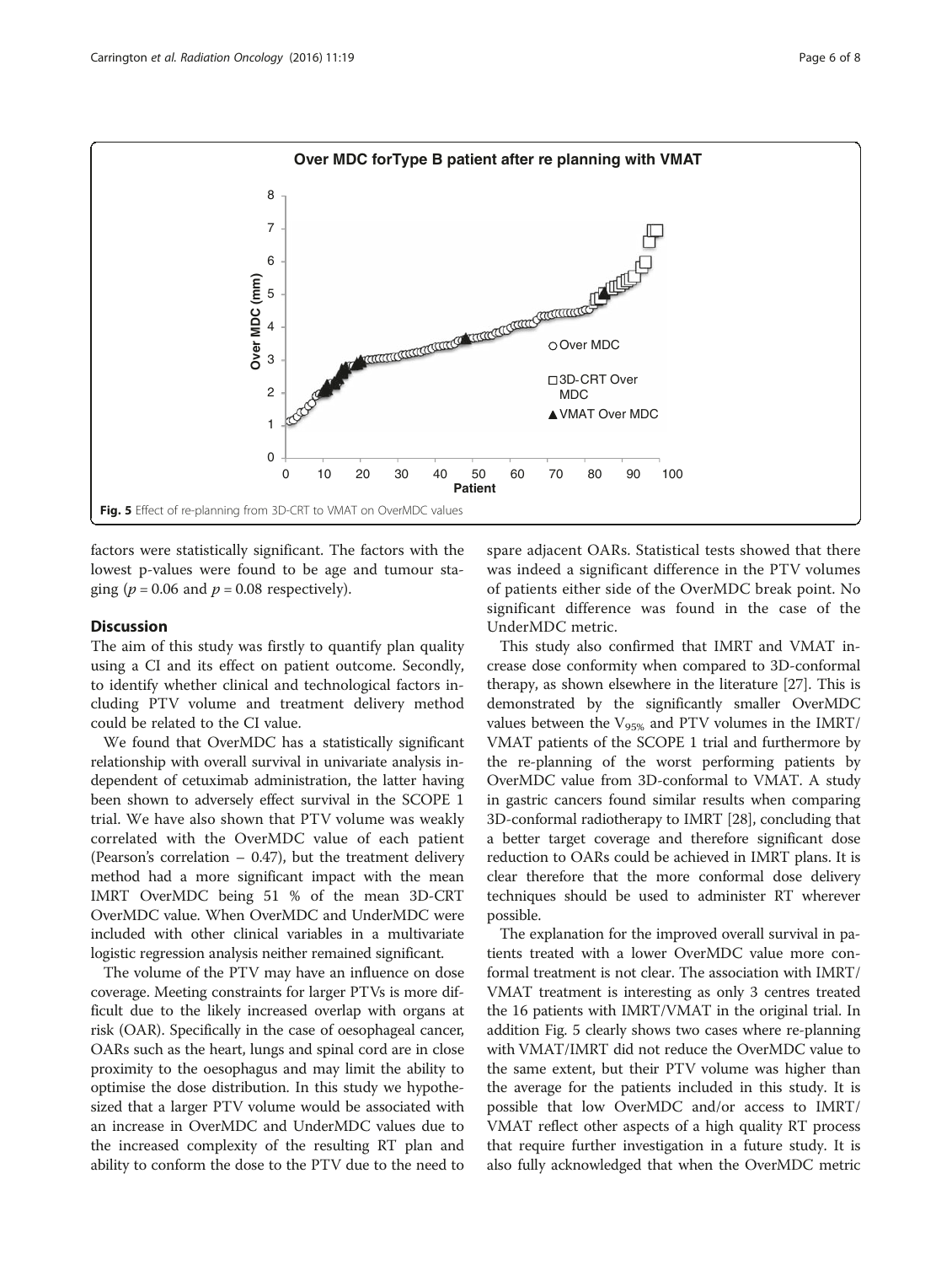Fig. 5 Effect of re-planning from 3D-CRT to VMAT on OverMDC values

factors were statistically significant. The factors with the lowest p-values were found to be age and tumour staging ($p = 0.06$ and $p = 0.08$ respectively).

## Discussion

The aim of this study was firstly to quantify plan quality using a CI and its effect on patient outcome. Secondly, to identify whether clinical and technological factors including PTV volume and treatment delivery method could be related to the CI value.

We found that OverMDC has a statistically significant relationship with overall survival in univariate analysis independent of cetuximab administration, the latter having been shown to adversely effect survival in the SCOPE 1 trial. We have also shown that PTV volume was weakly correlated with the OverMDC value of each patient (Pearson's correlation – 0.47), but the treatment delivery method had a more significant impact with the mean IMRT OverMDC being 51 % of the mean 3D-CRT OverMDC value. When OverMDC and UnderMDC were included with other clinical variables in a multivariate logistic regression analysis neither remained significant.

The volume of the PTV may have an influence on dose coverage. Meeting constraints for larger PTVs is more difficult due to the likely increased overlap with organs at risk (OAR). Specifically in the case of oesophageal cancer, OARs such as the heart, lungs and spinal cord are in close proximity to the oesophagus and may limit the ability to optimise the dose distribution. In this study we hypothesized that a larger PTV volume would be associated with an increase in OverMDC and UnderMDC values due to the increased complexity of the resulting RT plan and ability to conform the dose to the PTV due to the need to spare adjacent OARs. Statistical tests showed that there was indeed a significant difference in the PTV volumes of patients either side of the OverMDC break point. No significant difference was found in the case of the UnderMDC metric.

This study also confirmed that IMRT and VMAT increase dose conformity when compared to 3D-conformal therapy, as shown elsewhere in the literature [27]. This is demonstrated by the significantly smaller OverMDC values between the $V_{95\%}$ and PTV volumes in the IMRT/VMAT patients of the SCOPE 1 trial and furthermore by the re-planning of the worst performing patients by OverMDC value from 3D-conformal to VMAT. A study in gastric cancers found similar results when comparing 3D-conformal radiotherapy to IMRT [28], concluding that a better target coverage and therefore significant dose reduction to OARs could be achieved in IMRT plans. It is clear therefore that the more conformal dose delivery techniques should be used to administer RT wherever possible.

The explanation for the improved overall survival in patients treated with a lower OverMDC value more conformal treatment is not clear. The association with IMRT/VMAT treatment is interesting as only 3 centres treated the 16 patients with IMRT/VMAT in the original trial. In addition Fig. 5 clearly shows two cases where re-planning with VMAT/IMRT did not reduce the OverMDC value to the same extent, but their PTV volume was higher than the average for the patients included in this study. It is possible that low OverMDC and/or access to IMRT/VMAT reflect other aspects of a high quality RT process that require further investigation in a future study. It is also fully acknowledged that when the OverMDC metric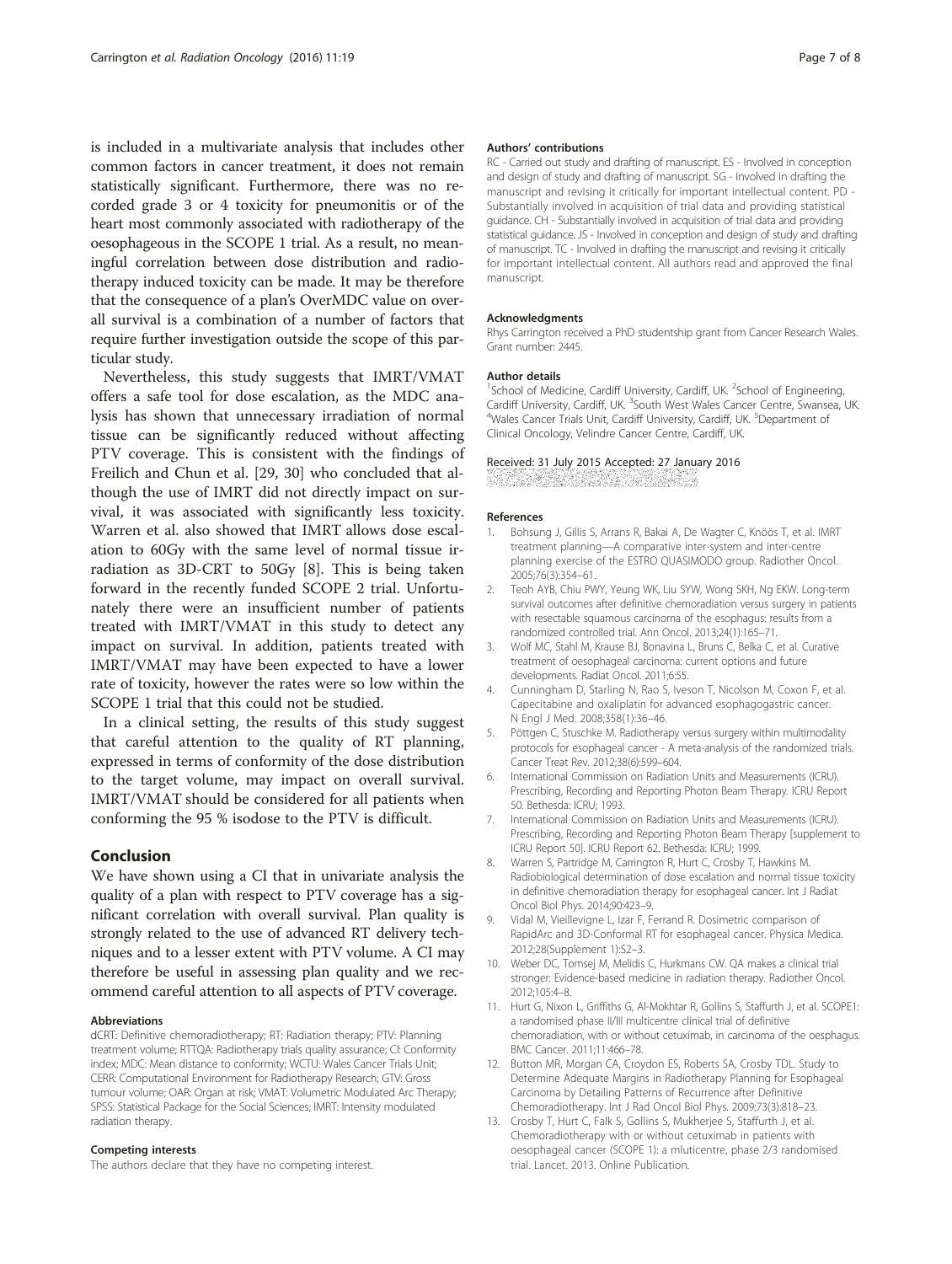is included in a multivariate analysis that includes other common factors in cancer treatment, it does not remain statistically significant. Furthermore, there was no recorded grade 3 or 4 toxicity for pneumonitis or of the heart most commonly associated with radiotherapy of the oesophageous in the SCOPE 1 trial. As a result, no meaningful correlation between dose distribution and radiotherapy induced toxicity can be made. It may be therefore that the consequence of a plan's OverMDC value on overall survival is a combination of a number of factors that require further investigation outside the scope of this particular study.

Nevertheless, this study suggests that IMRT/VMAT offers a safe tool for dose escalation, as the MDC analysis has shown that unnecessary irradiation of normal tissue can be significantly reduced without affecting PTV coverage. This is consistent with the findings of Freilich and Chun et al. [29, 30] who concluded that although the use of IMRT did not directly impact on survival, it was associated with significantly less toxicity. Warren et al. also showed that IMRT allows dose escalation to 60Gy with the same level of normal tissue irradiation as 3D-CRT to 50Gy [8]. This is being taken forward in the recently funded SCOPE 2 trial. Unfortunately there were an insufficient number of patients treated with IMRT/VMAT in this study to detect any impact on survival. In addition, patients treated with IMRT/VMAT may have been expected to have a lower rate of toxicity, however the rates were so low within the SCOPE 1 trial that this could not be studied.

In a clinical setting, the results of this study suggest that careful attention to the quality of RT planning, expressed in terms of conformity of the dose distribution to the target volume, may impact on overall survival. IMRT/VMAT should be considered for all patients when conforming the 95 % isodose to the PTV is difficult.

## Conclusion

We have shown using a CI that in univariate analysis the quality of a plan with respect to PTV coverage has a significant correlation with overall survival. Plan quality is strongly related to the use of advanced RT delivery techniques and to a lesser extent with PTV volume. A CI may therefore be useful in assessing plan quality and we recommend careful attention to all aspects of PTV coverage.

#### Abbreviations

dCRT: Definitive chemoradiotherapy; RT: Radiation therapy; PTV: Planning treatment volume; RTTQA: Radiotherapy trials quality assurance; CI: Conformity index; MDC: Mean distance to conformity; WCTU: Wales Cancer Trials Unit; CERR: Computational Environment for Radiotherapy Research; GTV: Gross tumour volume; OAR: Organ at risk; VMAT: Volumetric Modulated Arc Therapy; SPSS: Statistical Package for the Social Sciences; IMRT: Intensity modulated radiation therapy.

#### Competing interests

The authors declare that they have no competing interest.

#### Authors' contributions

RC - Carried out study and drafting of manuscript. ES - Involved in conception and design of study and drafting of manuscript. SG - Involved in drafting the manuscript and revising it critically for important intellectual content. PD - Substantially involved in acquisition of trial data and providing statistical guidance. CH - Substantially involved in acquisition of trial data and providing statistical guidance. JS - Involved in conception and design of study and drafting of manuscript. TC - Involved in drafting the manuscript and revising it critically for important intellectual content. All authors read and approved the final manuscript.

#### Acknowledgments

Rhys Carrington received a PhD studentship grant from Cancer Research Wales. Grant number: 2445.

#### Author details

[1]School of Medicine, Cardiff University, Cardiff, UK. [2]School of Engineering, Cardiff University, Cardiff, UK. [3]South West Wales Cancer Centre, Swansea, UK. [4]Wales Cancer Trials Unit, Cardiff University, Cardiff, UK. [5]Department of Clinical Oncology, Velindre Cancer Centre, Cardiff, UK.

Received: 31 July 2015 Accepted: 27 January 2016

#### References

1. Bohsung J, Gillis S, Arrans R, Bakai A, De Wagter C, Knöös T, et al. IMRT treatment planning—A comparative inter-system and inter-centre planning exercise of the ESTRO QUASIMODO group. Radiother Oncol. 2005;76(3):354–61.
2. Teoh AYB, Chiu PWY, Yeung WK, Liu SYW, Wong SKH, Ng EKW. Long-term survival outcomes after definitive chemoradiation versus surgery in patients with resectable squamous carcinoma of the esophagus: results from a randomized controlled trial. Ann Oncol. 2013;24(1):165–71.
3. Wolf MC, Stahl M, Krause BJ, Bonavina L, Bruns C, Belka C, et al. Curative treatment of oesophageal carcinoma: current options and future developments. Radiat Oncol. 2011;6:55.
4. Cunningham D, Starling N, Rao S, Iveson T, Nicolson M, Coxon F, et al. Capecitabine and oxaliplatin for advanced esophagogastric cancer. N Engl J Med. 2008;358(1):36–46.
5. Pöttgen C, Stuschke M. Radiotherapy versus surgery within multimodality protocols for esophageal cancer - A meta-analysis of the randomized trials. Cancer Treat Rev. 2012;38(6):599–604.
6. International Commission on Radiation Units and Measurements (ICRU). Prescribing, Recording and Reporting Photon Beam Therapy. ICRU Report 50. Bethesda: ICRU; 1993.
7. International Commission on Radiation Units and Measurements (ICRU). Prescribing, Recording and Reporting Photon Beam Therapy [supplement to ICRU Report 50]. ICRU Report 62. Bethesda: ICRU; 1999.
8. Warren S, Partridge M, Carrington R, Hurt C, Crosby T, Hawkins M. Radiobiological determination of dose escalation and normal tissue toxicity in definitive chemoradiation therapy for esophageal cancer. Int J Radiat Oncol Biol Phys. 2014;90:423–9.
9. Vidal M, Vieillevigne L, Izar F, Ferrand R. Dosimetric comparison of RapidArc and 3D-Conformal RT for esophageal cancer. Physica Medica. 2012;28(Supplement 1):S2–3.
10. Weber DC, Tomsej M, Melidis C, Hurkmans CW. QA makes a clinical trial stronger: Evidence-based medicine in radiation therapy. Radiother Oncol. 2012;105:4–8.
11. Hurt G, Nixon L, Griffiths G, Al-Mokhtar R, Gollins S, Staffurth J, et al. SCOPE1: a randomised phase II/III multicentre clinical trial of definitive chemoradiation, with or without cetuximab, in carcinoma of the oesphagus. BMC Cancer. 2011;11:466–78.
12. Button MR, Morgan CA, Croydon ES, Roberts SA, Crosby TDL. Study to Determine Adequate Margins in Radiotherapy Planning for Esophageal Carcinoma by Detailing Patterns of Recurrence after Definitive Chemoradiotherapy. Int J Rad Oncol Biol Phys. 2009;73(3):818–23.
13. Crosby T, Hurt C, Falk S, Gollins S, Mukherjee S, Staffurth J, et al. Chemoradiotherapy with or without cetuximab in patients with oesophageal cancer (SCOPE 1): a mlulticentre, phase 2/3 randomised trial. Lancet. 2013. Online Publication.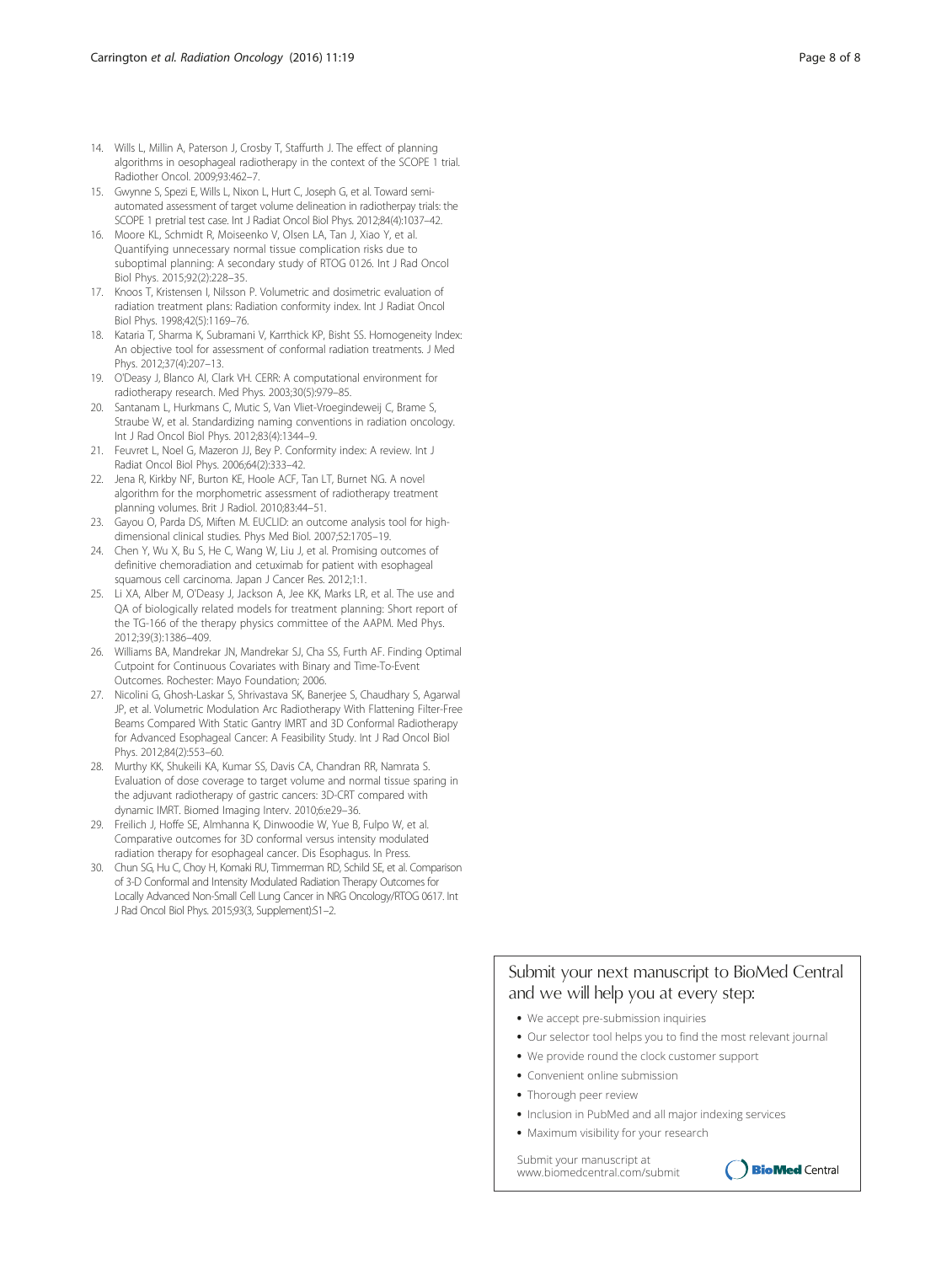14. Wills L, Millin A, Paterson J, Crosby T, Staffurth J. The effect of planning algorithms in oesophageal radiotherapy in the context of the SCOPE 1 trial. Radiother Oncol. 2009;93:462–7.
15. Gwynne S, Spezi E, Wills L, Nixon L, Hurt C, Joseph G, et al. Toward semi-automated assessment of target volume delineation in radiotherpay trials: the SCOPE 1 pretrial test case. Int J Radiat Oncol Biol Phys. 2012;84(4):1037–42.
16. Moore KL, Schmidt R, Moiseenko V, Olsen LA, Tan J, Xiao Y, et al. Quantifying unnecessary normal tissue complication risks due to suboptimal planning: A secondary study of RTOG 0126. Int J Rad Oncol Biol Phys. 2015;92(2):228–35.
17. Knoos T, Kristensen I, Nilsson P. Volumetric and dosimetric evaluation of radiation treatment plans: Radiation conformity index. Int J Radiat Oncol Biol Phys. 1998;42(5):1169–76.
18. Kataria T, Sharma K, Subramani V, Karrthick KP, Bisht SS. Homogeneity Index: An objective tool for assessment of conformal radiation treatments. J Med Phys. 2012;37(4):207–13.
19. O'Deasy J, Blanco AI, Clark VH. CERR: A computational environment for radiotherapy research. Med Phys. 2003;30(5):979–85.
20. Santanam L, Hurkmans C, Mutic S, Van Vliet-Vroegindeweij C, Brame S, Straube W, et al. Standardizing naming conventions in radiation oncology. Int J Rad Oncol Biol Phys. 2012;83(4):1344–9.
21. Feuvret L, Noel G, Mazeron JJ, Bey P. Conformity index: A review. Int J Radiat Oncol Biol Phys. 2006;64(2):333–42.
22. Jena R, Kirkby NF, Burton KE, Hoole ACF, Tan LT, Burnet NG. A novel algorithm for the morphometric assessment of radiotherapy treatment planning volumes. Brit J Radiol. 2010;83:44–51.
23. Gayou O, Parda DS, Miften M. EUCLID: an outcome analysis tool for high-dimensional clinical studies. Phys Med Biol. 2007;52:1705–19.
24. Chen Y, Wu X, Bu S, He C, Wang W, Liu J, et al. Promising outcomes of definitive chemoradiation and cetuximab for patient with esophageal squamous cell carcinoma. Japan J Cancer Res. 2012;1:1.
25. Li XA, Alber M, O'Deasy J, Jackson A, Jee KK, Marks LR, et al. The use and QA of biologically related models for treatment planning: Short report of the TG-166 of the therapy physics committee of the AAPM. Med Phys. 2012;39(3):1386–409.
26. Williams BA, Mandrekar JN, Mandrekar SJ, Cha SS, Furth AF. Finding Optimal Cutpoint for Continuous Covariates with Binary and Time-To-Event Outcomes. Rochester: Mayo Foundation; 2006.
27. Nicolini G, Ghosh-Laskar S, Shrivastava SK, Banerjee S, Chaudhary S, Agarwal JP, et al. Volumetric Modulation Arc Radiotherapy With Flattening Filter-Free Beams Compared With Static Gantry IMRT and 3D Conformal Radiotherapy for Advanced Esophageal Cancer: A Feasibility Study. Int J Rad Oncol Biol Phys. 2012;84(2):553–60.
28. Murthy KK, Shukeili KA, Kumar SS, Davis CA, Chandran RR, Namrata S. Evaluation of dose coverage to target volume and normal tissue sparing in the adjuvant radiotherapy of gastric cancers: 3D-CRT compared with dynamic IMRT. Biomed Imaging Interv. 2010;6:e29–36.
29. Freilich J, Hoffe SE, Almhanna K, Dinwoodie W, Yue B, Fulpo W, et al. Comparative outcomes for 3D conformal versus intensity modulated radiation therapy for esophageal cancer. Dis Esophagus. In Press.
30. Chun SG, Hu C, Choy H, Komaki RU, Timmerman RD, Schild SE, et al. Comparison of 3-D Conformal and Intensity Modulated Radiation Therapy Outcomes for Locally Advanced Non-Small Cell Lung Cancer in NRG Oncology/RTOG 0617. Int J Rad Oncol Biol Phys. 2015;93(3, Supplement):S1–2.

Submit your next manuscript to BioMed Central and we will help you at every step:

- We accept pre-submission inquiries
- Our selector tool helps you to find the most relevant journal
- We provide round the clock customer support
- Convenient online submission
- Thorough peer review
- Inclusion in PubMed and all major indexing services
- Maximum visibility for your research

Submit your manuscript at
www.biomedcentral.com/submit

BioMed Central